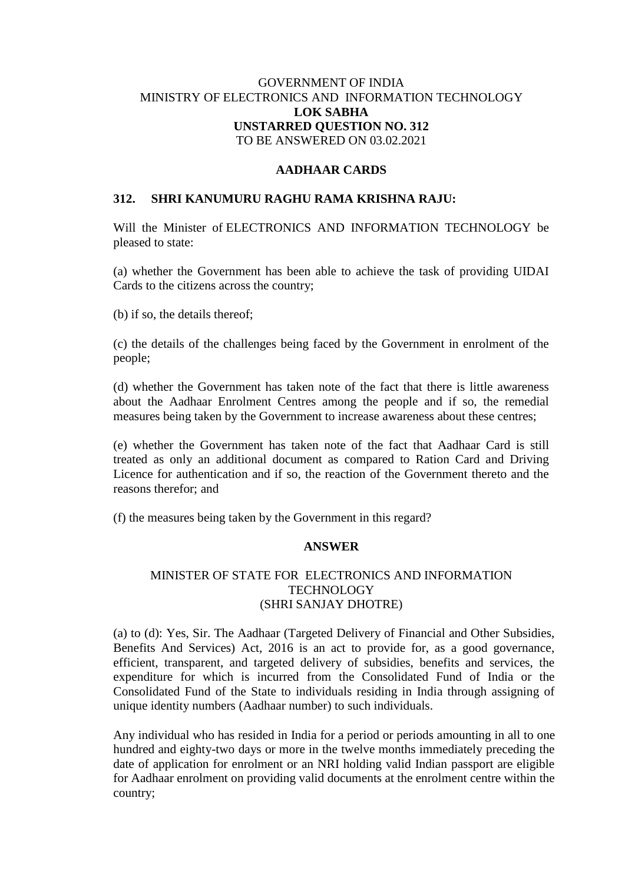GOVERNMENT OF INDIA
MINISTRY OF ELECTRONICS AND INFORMATION TECHNOLOGY
**LOK SABHA**
**UNSTARRED QUESTION NO. 312**
TO BE ANSWERED ON 03.02.2021

## AADHAAR CARDS

**312. SHRI KANUMURU RAGHU RAMA KRISHNA RAJU:**

Will the Minister of ELECTRONICS AND INFORMATION TECHNOLOGY be pleased to state:

(a) whether the Government has been able to achieve the task of providing UIDAI Cards to the citizens across the country;

(b) if so, the details thereof;

(c) the details of the challenges being faced by the Government in enrolment of the people;

(d) whether the Government has taken note of the fact that there is little awareness about the Aadhaar Enrolment Centres among the people and if so, the remedial measures being taken by the Government to increase awareness about these centres;

(e) whether the Government has taken note of the fact that Aadhaar Card is still treated as only an additional document as compared to Ration Card and Driving Licence for authentication and if so, the reaction of the Government thereto and the reasons therefor; and

(f) the measures being taken by the Government in this regard?

## ANSWER

MINISTER OF STATE FOR ELECTRONICS AND INFORMATION TECHNOLOGY
(SHRI SANJAY DHOTRE)

(a) to (d): Yes, Sir. The Aadhaar (Targeted Delivery of Financial and Other Subsidies, Benefits And Services) Act, 2016 is an act to provide for, as a good governance, efficient, transparent, and targeted delivery of subsidies, benefits and services, the expenditure for which is incurred from the Consolidated Fund of India or the Consolidated Fund of the State to individuals residing in India through assigning of unique identity numbers (Aadhaar number) to such individuals.

Any individual who has resided in India for a period or periods amounting in all to one hundred and eighty-two days or more in the twelve months immediately preceding the date of application for enrolment or an NRI holding valid Indian passport are eligible for Aadhaar enrolment on providing valid documents at the enrolment centre within the country;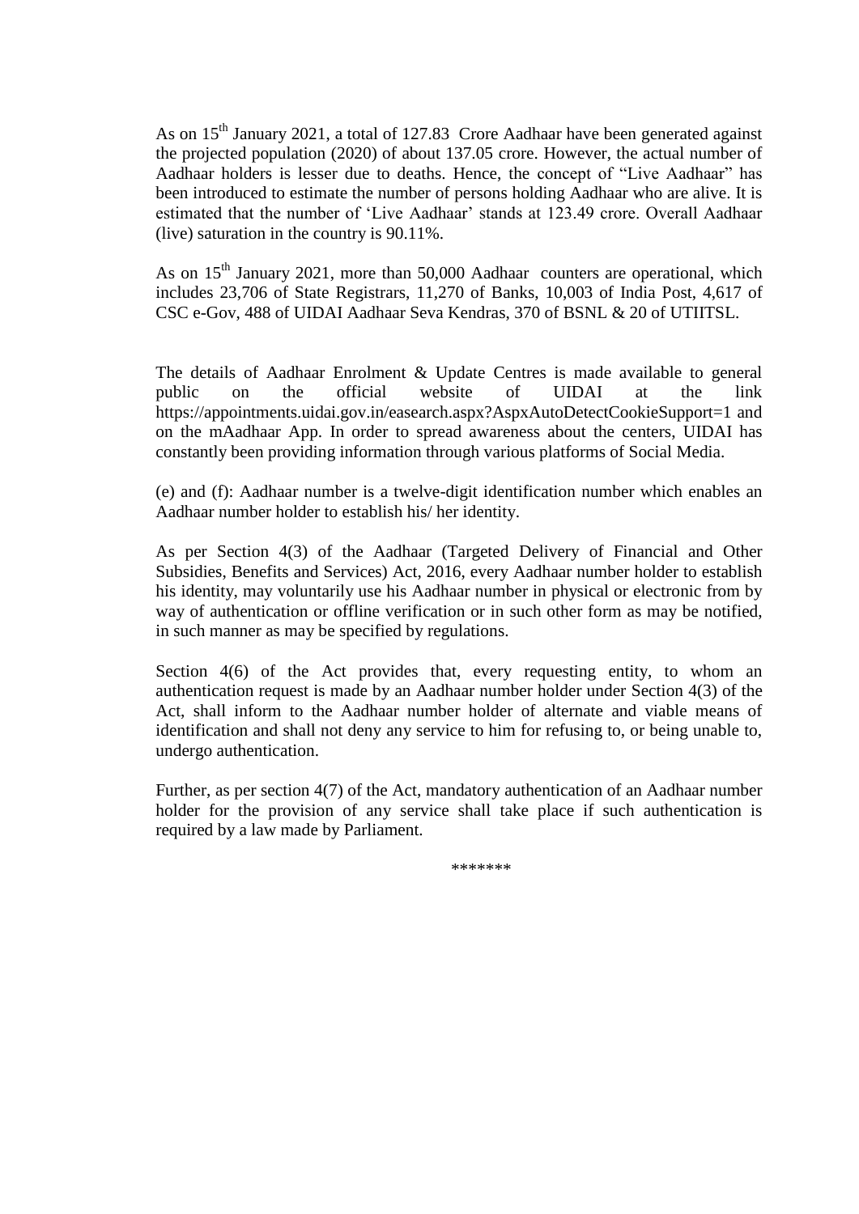As on 15[th] January 2021, a total of 127.83 Crore Aadhaar have been generated against the projected population (2020) of about 137.05 crore. However, the actual number of Aadhaar holders is lesser due to deaths. Hence, the concept of "Live Aadhaar" has been introduced to estimate the number of persons holding Aadhaar who are alive. It is estimated that the number of 'Live Aadhaar' stands at 123.49 crore. Overall Aadhaar (live) saturation in the country is 90.11%.

As on 15[th] January 2021, more than 50,000 Aadhaar counters are operational, which includes 23,706 of State Registrars, 11,270 of Banks, 10,003 of India Post, 4,617 of CSC e-Gov, 488 of UIDAI Aadhaar Seva Kendras, 370 of BSNL & 20 of UTIITSL.

The details of Aadhaar Enrolment & Update Centres is made available to general public on the official website of UIDAI at the link https://appointments.uidai.gov.in/easearch.aspx?AspxAutoDetectCookieSupport=1 and on the mAadhaar App. In order to spread awareness about the centers, UIDAI has constantly been providing information through various platforms of Social Media.

(e) and (f): Aadhaar number is a twelve-digit identification number which enables an Aadhaar number holder to establish his/ her identity.

As per Section 4(3) of the Aadhaar (Targeted Delivery of Financial and Other Subsidies, Benefits and Services) Act, 2016, every Aadhaar number holder to establish his identity, may voluntarily use his Aadhaar number in physical or electronic from by way of authentication or offline verification or in such other form as may be notified, in such manner as may be specified by regulations.

Section 4(6) of the Act provides that, every requesting entity, to whom an authentication request is made by an Aadhaar number holder under Section 4(3) of the Act, shall inform to the Aadhaar number holder of alternate and viable means of identification and shall not deny any service to him for refusing to, or being unable to, undergo authentication.

Further, as per section 4(7) of the Act, mandatory authentication of an Aadhaar number holder for the provision of any service shall take place if such authentication is required by a law made by Parliament.

*******